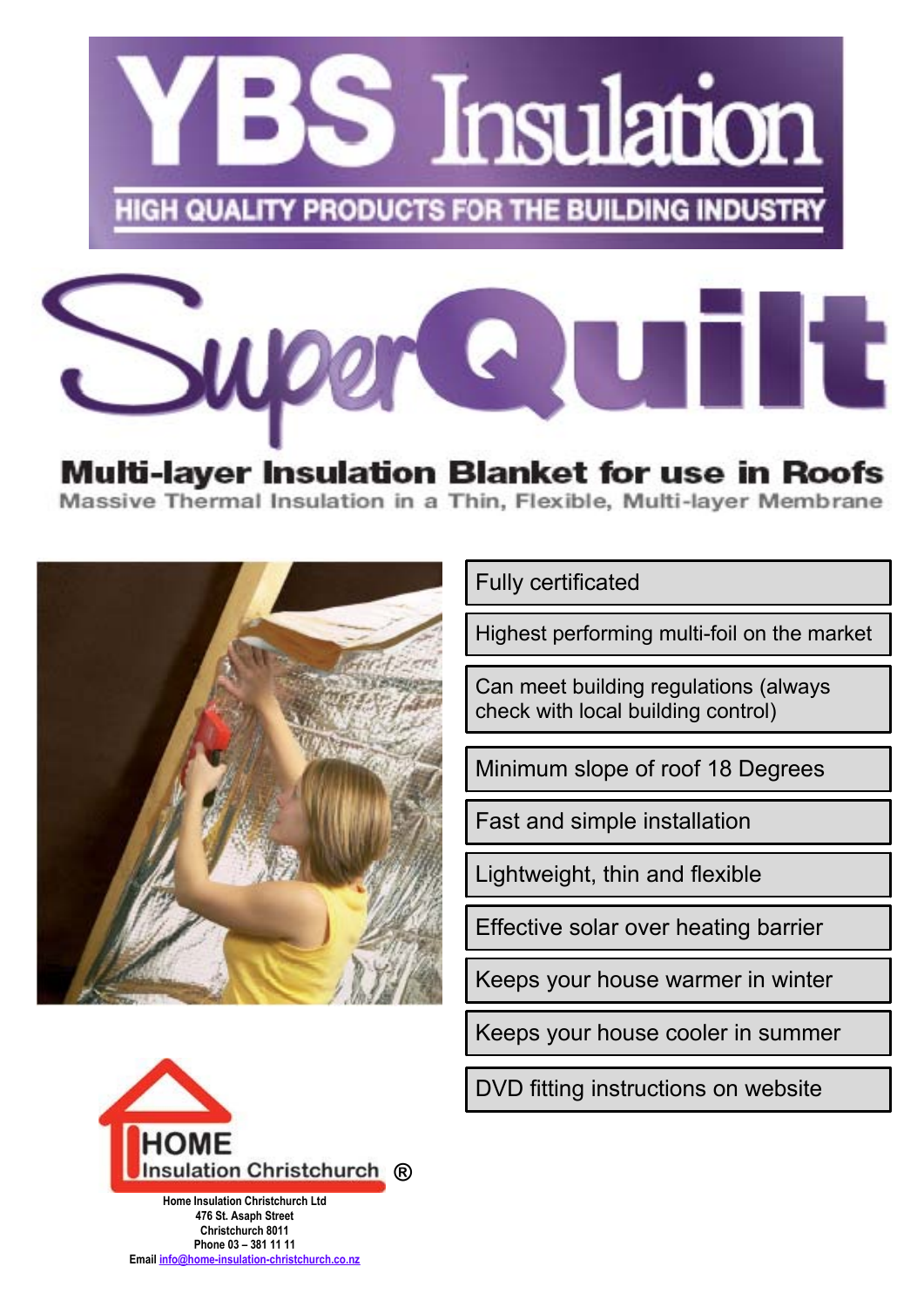# YBS Insulation

HIGH QUALITY PRODUCTS FOR THE BUILDING INDUSTRY

# SuperQuilt

## Multi-layer Insulation Blanket for use in Roofs

Massive Thermal Insulation in a Thin, Flexible, Multi-layer Membrane

- Fully certificated
- Highest performing multi-foil on the market
- Can meet building regulations (always check with local building control)
- Minimum slope of roof 18 Degrees
- Fast and simple installation
- Lightweight, thin and flexible
- Effective solar over heating barrier
- Keeps your house warmer in winter
- Keeps your house cooler in summer
- DVD fitting instructions on website

HOME Insulation Christchurch ®

**Home Insulation Christchurch Ltd**
**476 St. Asaph Street**
**Christchurch 8011**
**Phone 03 – 381 11 11**
**Email** info@home-insulation-christchurch.co.nz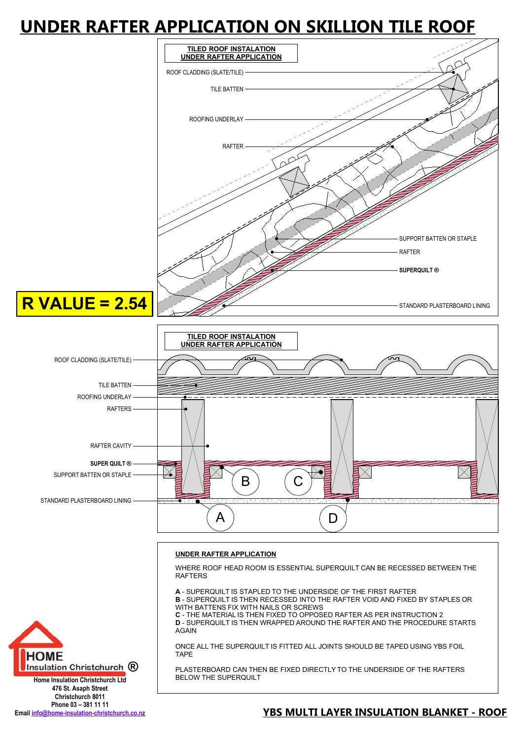# UNDER RAFTER APPLICATION ON SKILLION TILE ROOF

**TILED ROOF INSTALATION**
**UNDER RAFTER APPLICATION**

ROOF CLADDING (SLATE/TILE)

TILE BATTEN

ROOFING UNDERLAY

RAFTER

SUPPORT BATTEN OR STAPLE

RAFTER

**SUPERQUILT ®**

STANDARD PLASTERBOARD LINING

**R VALUE = 2.54**

**TILED ROOF INSTALATION**
**UNDER RAFTER APPLICATION**

ROOF CLADDING (SLATE/TILE)

TILE BATTEN

ROOFING UNDERLAY

RAFTERS

RAFTER CAVITY

**SUPER QUILT ®**

SUPPORT BATTEN OR STAPLE

STANDARD PLASTERBOARD LINING

A B C D

**UNDER RAFTER APPLICATION**

WHERE ROOF HEAD ROOM IS ESSENTIAL SUPERQUILT CAN BE RECESSED BETWEEN THE RAFTERS

**A** - SUPERQUILT IS STAPLED TO THE UNDERSIDE OF THE FIRST RAFTER
**B** - SUPERQUILT IS THEN RECESSED INTO THE RAFTER VOID AND FIXED BY STAPLES OR WITH BATTENS FIX WITH NAILS OR SCREWS
**C** - THE MATERIAL IS THEN FIXED TO OPPOSED RAFTER AS PER INSTRUCTION 2
**D** - SUPERQUILT IS THEN WRAPPED AROUND THE RAFTER AND THE PROCEDURE STARTS AGAIN

ONCE ALL THE SUPERQUILT IS FITTED ALL JOINTS SHOULD BE TAPED USING YBS FOIL TAPE

PLASTERBOARD CAN THEN BE FIXED DIRECTLY TO THE UNDERSIDE OF THE RAFTERS BELOW THE SUPERQUILT

HOME Insulation Christchurch ®

**Home Insulation Christchurch Ltd**
**476 St. Asaph Street**
**Christchurch 8011**
**Phone 03 – 381 11 11**
**Email info@home-insulation-christchurch.co.nz**

**YBS MULTI LAYER INSULATION BLANKET - ROOF**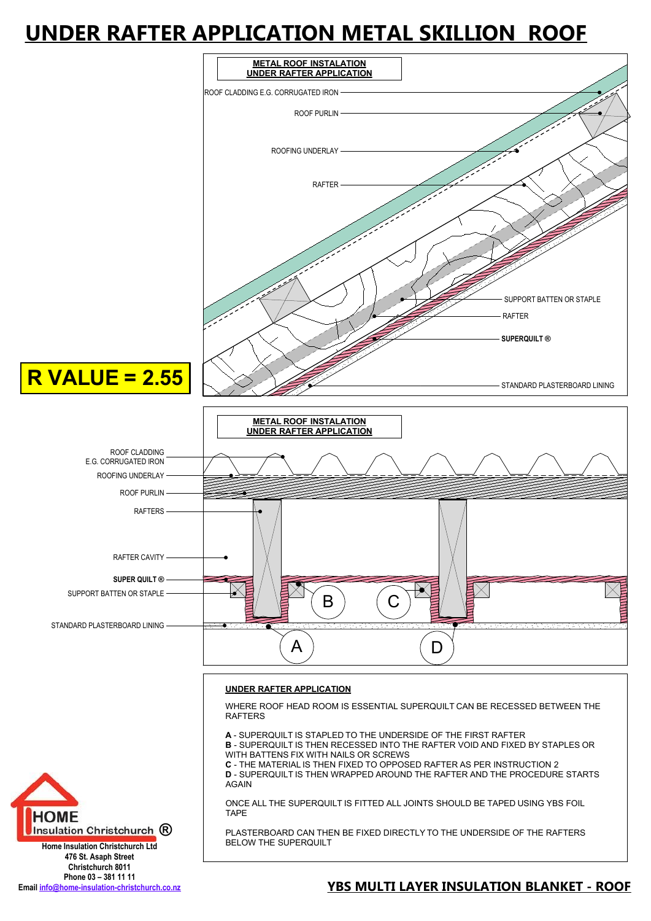# UNDER RAFTER APPLICATION METAL SKILLION ROOF

**METAL ROOF INSTALATION**
**UNDER RAFTER APPLICATION**

ROOF CLADDING E.G. CORRUGATED IRON
ROOF PURLIN
ROOFING UNDERLAY
RAFTER
SUPPORT BATTEN OR STAPLE
RAFTER
**SUPERQUILT ®**
STANDARD PLASTERBOARD LINING

**R VALUE = 2.55**

**METAL ROOF INSTALATION**
**UNDER RAFTER APPLICATION**

ROOF CLADDING
E.G. CORRUGATED IRON
ROOFING UNDERLAY
ROOF PURLIN
RAFTERS
RAFTER CAVITY
**SUPER QUILT ®**
SUPPORT BATTEN OR STAPLE
STANDARD PLASTERBOARD LINING

A B C D

**UNDER RAFTER APPLICATION**

WHERE ROOF HEAD ROOM IS ESSENTIAL SUPERQUILT CAN BE RECESSED BETWEEN THE RAFTERS

**A** - SUPERQUILT IS STAPLED TO THE UNDERSIDE OF THE FIRST RAFTER
**B** - SUPERQUILT IS THEN RECESSED INTO THE RAFTER VOID AND FIXED BY STAPLES OR WITH BATTENS FIX WITH NAILS OR SCREWS
**C** - THE MATERIAL IS THEN FIXED TO OPPOSED RAFTER AS PER INSTRUCTION 2
**D** - SUPERQUILT IS THEN WRAPPED AROUND THE RAFTER AND THE PROCEDURE STARTS AGAIN

ONCE ALL THE SUPERQUILT IS FITTED ALL JOINTS SHOULD BE TAPED USING YBS FOIL TAPE

PLASTERBOARD CAN THEN BE FIXED DIRECTLY TO THE UNDERSIDE OF THE RAFTERS BELOW THE SUPERQUILT

HOME Insulation Christchurch ®
**Home Insulation Christchurch Ltd**
**476 St. Asaph Street**
**Christchurch 8011**
**Phone 03 – 381 11 11**
**Email info@home-insulation-christchurch.co.nz**

**YBS MULTI LAYER INSULATION BLANKET - ROOF**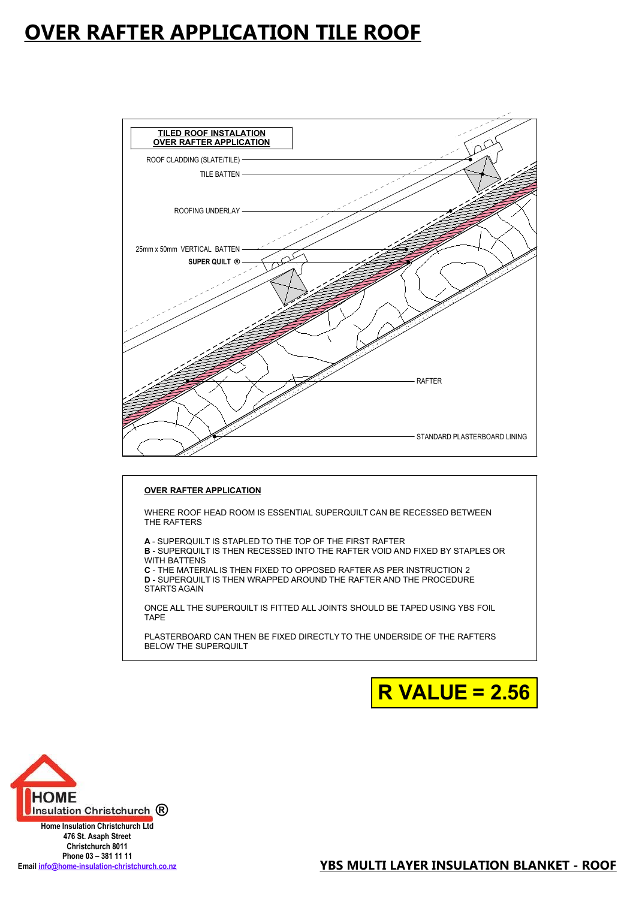# OVER RAFTER APPLICATION TILE ROOF

**TILED ROOF INSTALATION**
**OVER RAFTER APPLICATION**

ROOF CLADDING (SLATE/TILE)

TILE BATTEN

ROOFING UNDERLAY

25mm x 50mm VERTICAL BATTEN

**SUPER QUILT ®**

RAFTER

STANDARD PLASTERBOARD LINING

**OVER RAFTER APPLICATION**

WHERE ROOF HEAD ROOM IS ESSENTIAL SUPERQUILT CAN BE RECESSED BETWEEN THE RAFTERS

**A** - SUPERQUILT IS STAPLED TO THE TOP OF THE FIRST RAFTER
**B** - SUPERQUILT IS THEN RECESSED INTO THE RAFTER VOID AND FIXED BY STAPLES OR WITH BATTENS
**C** - THE MATERIAL IS THEN FIXED TO OPPOSED RAFTER AS PER INSTRUCTION 2
**D** - SUPERQUILT IS THEN WRAPPED AROUND THE RAFTER AND THE PROCEDURE STARTS AGAIN

ONCE ALL THE SUPERQUILT IS FITTED ALL JOINTS SHOULD BE TAPED USING YBS FOIL TAPE

PLASTERBOARD CAN THEN BE FIXED DIRECTLY TO THE UNDERSIDE OF THE RAFTERS BELOW THE SUPERQUILT

**R VALUE = 2.56**

HOME Insulation Christchurch ®

**Home Insulation Christchurch Ltd**
**476 St. Asaph Street**
**Christchurch 8011**
**Phone 03 – 381 11 11**
**Email info@home-insulation-christchurch.co.nz**

**YBS MULTI LAYER INSULATION BLANKET - ROOF**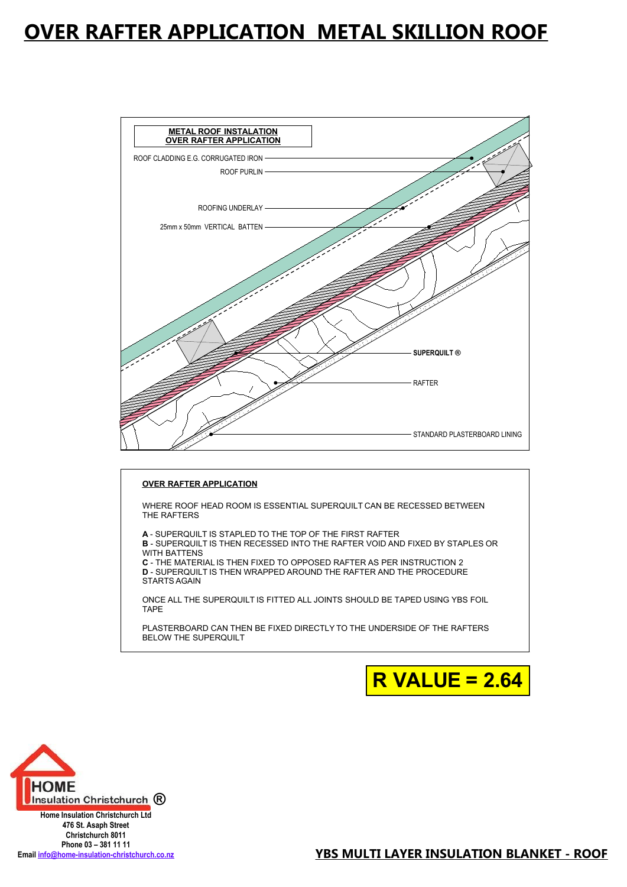# OVER RAFTER APPLICATION METAL SKILLION ROOF

**METAL ROOF INSTALLATION**
**OVER RAFTER APPLICATION**

ROOF CLADDING E.G. CORRUGATED IRON

ROOF PURLIN

ROOFING UNDERLAY

25mm x 50mm VERTICAL BATTEN

**SUPERQUILT ®**

RAFTER

STANDARD PLASTERBOARD LINING

**OVER RAFTER APPLICATION**

WHERE ROOF HEAD ROOM IS ESSENTIAL SUPERQUILT CAN BE RECESSED BETWEEN THE RAFTERS

**A** - SUPERQUILT IS STAPLED TO THE TOP OF THE FIRST RAFTER
**B** - SUPERQUILT IS THEN RECESSED INTO THE RAFTER VOID AND FIXED BY STAPLES OR WITH BATTENS
**C** - THE MATERIAL IS THEN FIXED TO OPPOSED RAFTER AS PER INSTRUCTION 2
**D** - SUPERQUILT IS THEN WRAPPED AROUND THE RAFTER AND THE PROCEDURE STARTS AGAIN

ONCE ALL THE SUPERQUILT IS FITTED ALL JOINTS SHOULD BE TAPED USING YBS FOIL TAPE

PLASTERBOARD CAN THEN BE FIXED DIRECTLY TO THE UNDERSIDE OF THE RAFTERS BELOW THE SUPERQUILT

**R VALUE = 2.64**

HOME Insulation Christchurch ®

**Home Insulation Christchurch Ltd**
**476 St. Asaph Street**
**Christchurch 8011**
**Phone 03 – 381 11 11**
**Email info@home-insulation-christchurch.co.nz**

**YBS MULTI LAYER INSULATION BLANKET - ROOF**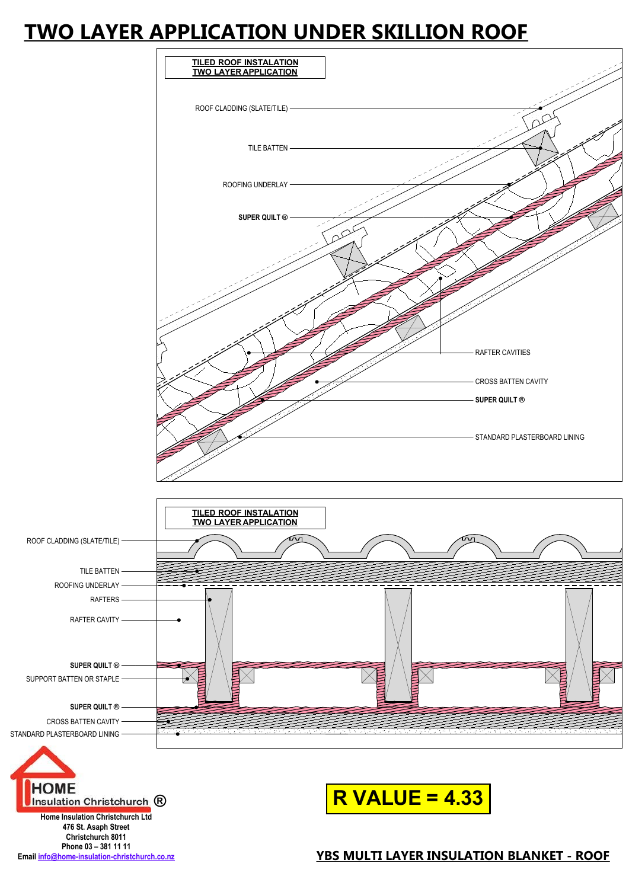# TWO LAYER APPLICATION UNDER SKILLION ROOF

**TILED ROOF INSTALATION**
**TWO LAYER APPLICATION**

ROOF CLADDING (SLATE/TILE)

TILE BATTEN

ROOFING UNDERLAY

**SUPER QUILT ®**

RAFTER CAVITIES

CROSS BATTEN CAVITY

**SUPER QUILT ®**

STANDARD PLASTERBOARD LINING

**TILED ROOF INSTALATION**
**TWO LAYER APPLICATION**

ROOF CLADDING (SLATE/TILE)

TILE BATTEN

ROOFING UNDERLAY

RAFTERS

RAFTER CAVITY

**SUPER QUILT ®**

SUPPORT BATTEN OR STAPLE

**SUPER QUILT ®**

CROSS BATTEN CAVITY

STANDARD PLASTERBOARD LINING

HOME Insulation Christchurch ®

**Home Insulation Christchurch Ltd**
**476 St. Asaph Street**
**Christchurch 8011**
**Phone 03 – 381 11 11**
**Email info@home-insulation-christchurch.co.nz**

**R VALUE = 4.33**

**YBS MULTI LAYER INSULATION BLANKET - ROOF**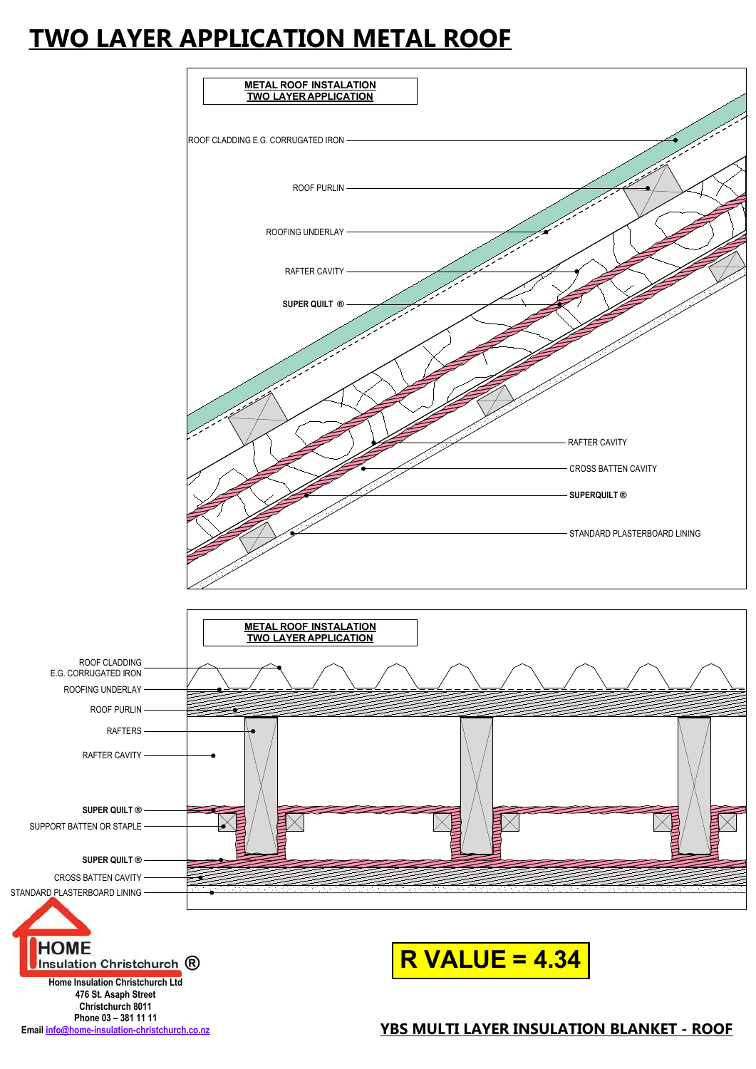# TWO LAYER APPLICATION METAL ROOF

**METAL ROOF INSTALATION**
**TWO LAYER APPLICATION**

ROOF CLADDING E.G. CORRUGATED IRON

ROOF PURLIN

ROOFING UNDERLAY

RAFTER CAVITY

**SUPER QUILT ®**

RAFTER CAVITY

CROSS BATTEN CAVITY

**SUPERQUILT ®**

STANDARD PLASTERBOARD LINING

**METAL ROOF INSTALATION**
**TWO LAYER APPLICATION**

ROOF CLADDING
E.G. CORRUGATED IRON

ROOFING UNDERLAY

ROOF PURLIN

RAFTERS

RAFTER CAVITY

**SUPER QUILT ®**

SUPPORT BATTEN OR STAPLE

**SUPER QUILT ®**

CROSS BATTEN CAVITY

STANDARD PLASTERBOARD LINING

HOME
Insulation Christchurch ®

**Home Insulation Christchurch Ltd**
**476 St. Asaph Street**
**Christchurch 8011**
**Phone 03 – 381 11 11**
**Email info@home-insulation-christchurch.co.nz**

**R VALUE = 4.34**

**YBS MULTI LAYER INSULATION BLANKET - ROOF**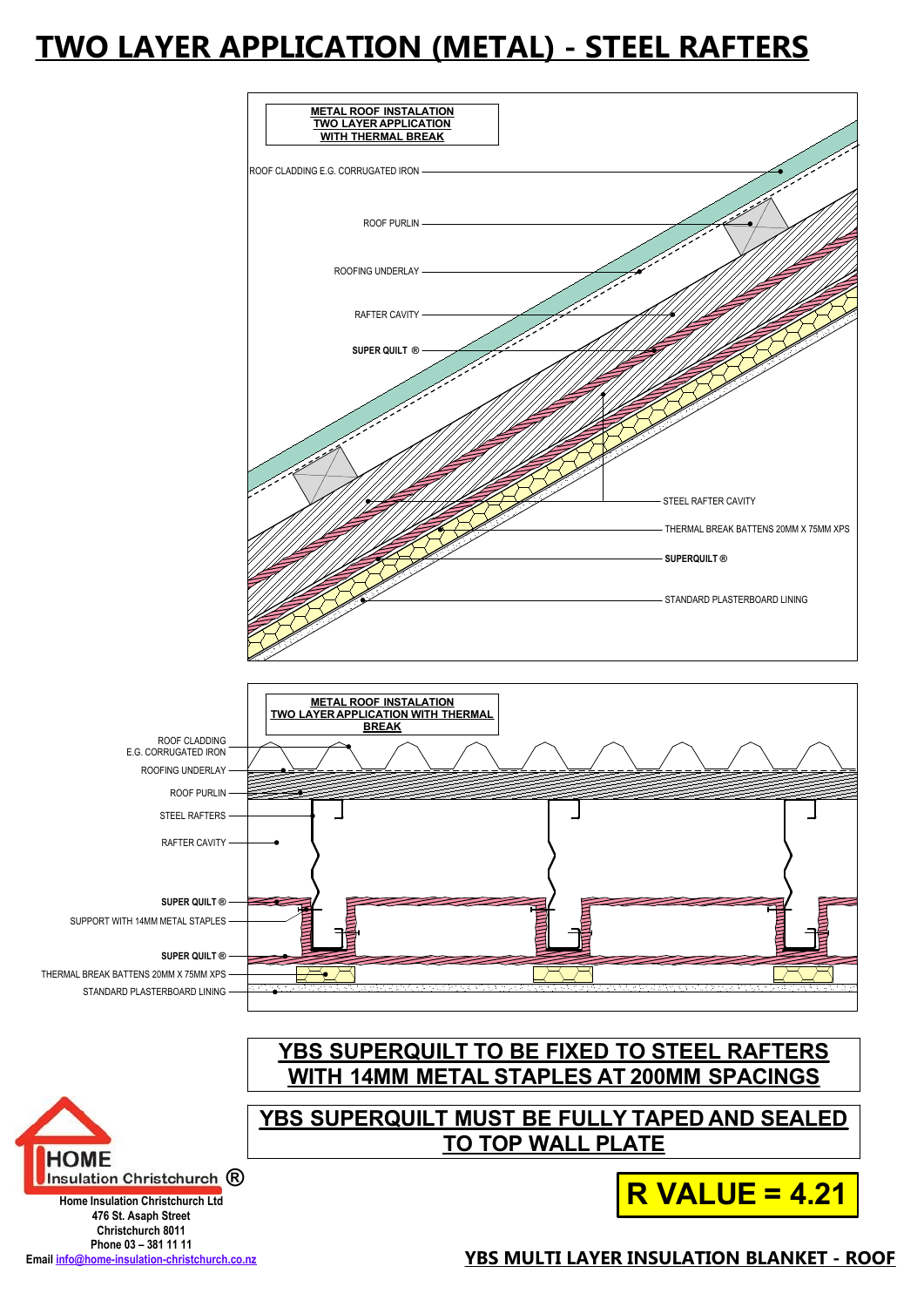# TWO LAYER APPLICATION (METAL) - STEEL RAFTERS

**METAL ROOF INSTALATION**
**TWO LAYER APPLICATION**
**WITH THERMAL BREAK**

ROOF CLADDING E.G. CORRUGATED IRON

ROOF PURLIN

ROOFING UNDERLAY

RAFTER CAVITY

**SUPER QUILT ®**

STEEL RAFTER CAVITY

THERMAL BREAK BATTENS 20MM X 75MM XPS

**SUPERQUILT ®**

STANDARD PLASTERBOARD LINING

**METAL ROOF INSTALATION**
**TWO LAYER APPLICATION WITH THERMAL BREAK**

ROOF CLADDING
E.G. CORRUGATED IRON

ROOFING UNDERLAY

ROOF PURLIN

STEEL RAFTERS

RAFTER CAVITY

**SUPER QUILT ®**

SUPPORT WITH 14MM METAL STAPLES

**SUPER QUILT ®**

THERMAL BREAK BATTENS 20MM X 75MM XPS

STANDARD PLASTERBOARD LINING

**YBS SUPERQUILT TO BE FIXED TO STEEL RAFTERS WITH 14MM METAL STAPLES AT 200MM SPACINGS**

**YBS SUPERQUILT MUST BE FULLY TAPED AND SEALED TO TOP WALL PLATE**

**R VALUE = 4.21**

HOME Insulation Christchurch ®

**Home Insulation Christchurch Ltd**
**476 St. Asaph Street**
**Christchurch 8011**
**Phone 03 – 381 11 11**
**Email info@home-insulation-christchurch.co.nz**

**YBS MULTI LAYER INSULATION BLANKET - ROOF**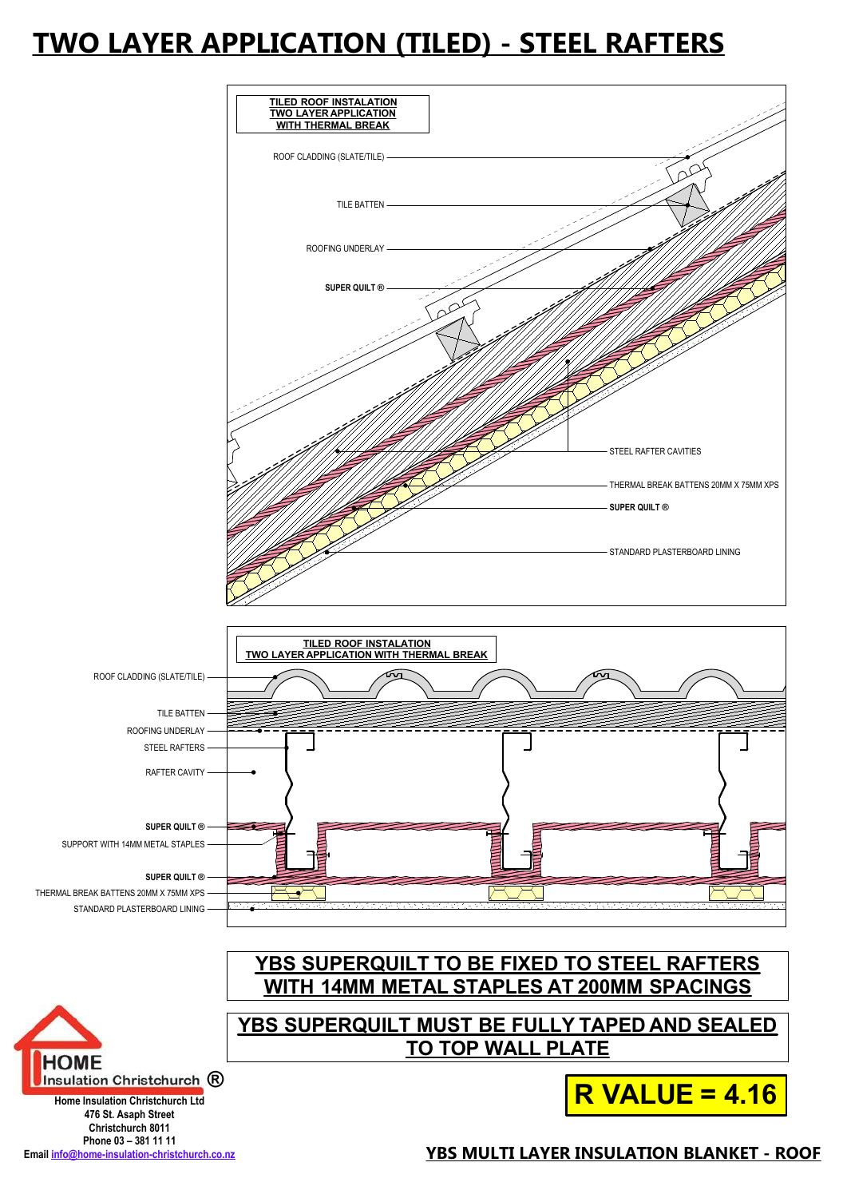# TWO LAYER APPLICATION (TILED) - STEEL RAFTERS

**TILED ROOF INSTALATION**
**TWO LAYER APPLICATION**
**WITH THERMAL BREAK**

ROOF CLADDING (SLATE/TILE)

TILE BATTEN

ROOFING UNDERLAY

**SUPER QUILT ®**

STEEL RAFTER CAVITIES

THERMAL BREAK BATTENS 20MM X 75MM XPS

**SUPER QUILT ®**

STANDARD PLASTERBOARD LINING

**TILED ROOF INSTALATION**
**TWO LAYER APPLICATION WITH THERMAL BREAK**

ROOF CLADDING (SLATE/TILE)

TILE BATTEN

ROOFING UNDERLAY

STEEL RAFTERS

RAFTER CAVITY

**SUPER QUILT ®**

SUPPORT WITH 14MM METAL STAPLES

**SUPER QUILT ®**

THERMAL BREAK BATTENS 20MM X 75MM XPS

STANDARD PLASTERBOARD LINING

**YBS SUPERQUILT TO BE FIXED TO STEEL RAFTERS WITH 14MM METAL STAPLES AT 200MM SPACINGS**

**YBS SUPERQUILT MUST BE FULLY TAPED AND SEALED TO TOP WALL PLATE**

**R VALUE = 4.16**

HOME Insulation Christchurch ®

**Home Insulation Christchurch Ltd**
**476 St. Asaph Street**
**Christchurch 8011**
**Phone 03 – 381 11 11**
**Email info@home-insulation-christchurch.co.nz**

**YBS MULTI LAYER INSULATION BLANKET - ROOF**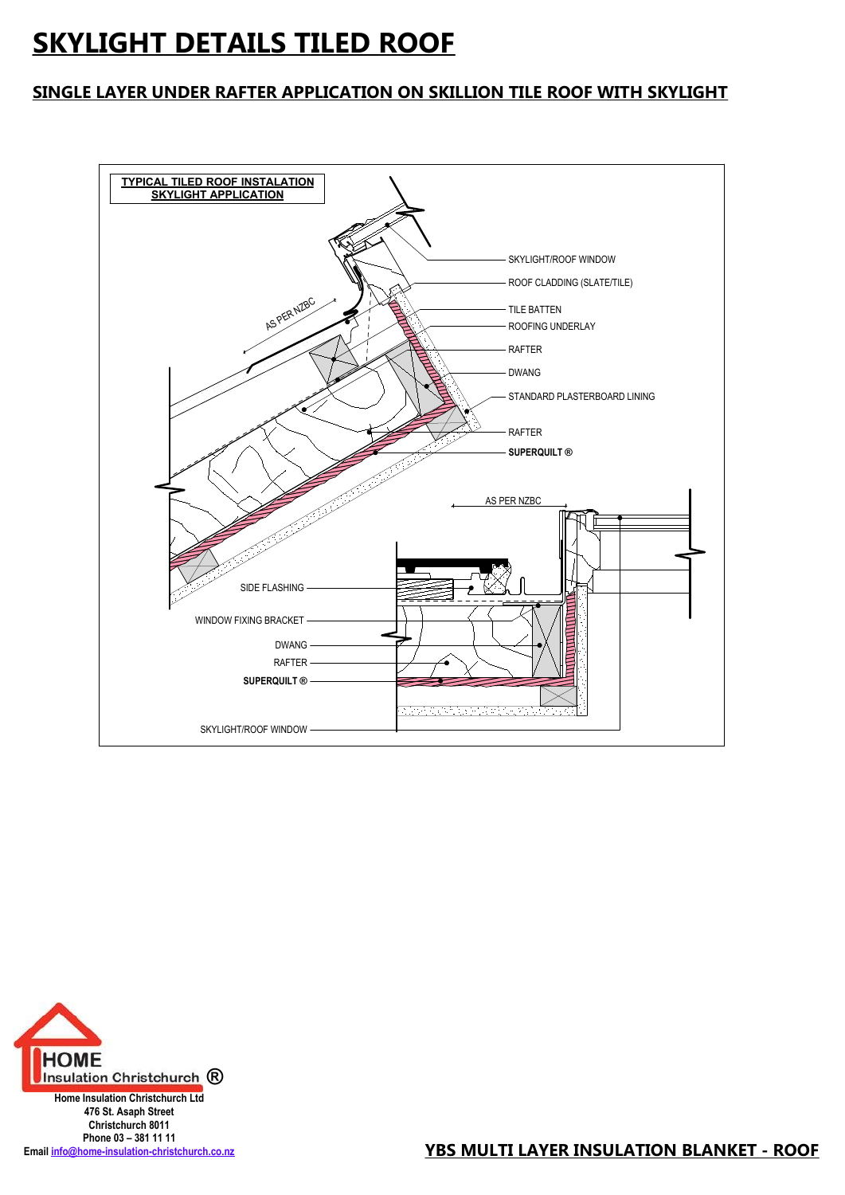# SKYLIGHT DETAILS TILED ROOF

## SINGLE LAYER UNDER RAFTER APPLICATION ON SKILLION TILE ROOF WITH SKYLIGHT

TYPICAL TILED ROOF INSTALATION
SKYLIGHT APPLICATION

AS PER NZBC

SKYLIGHT/ROOF WINDOW

ROOF CLADDING (SLATE/TILE)

TILE BATTEN

ROOFING UNDERLAY

RAFTER

DWANG

STANDARD PLASTERBOARD LINING

RAFTER

**SUPERQUILT ®**

AS PER NZBC

SIDE FLASHING

WINDOW FIXING BRACKET

DWANG

RAFTER

**SUPERQUILT ®**

SKYLIGHT/ROOF WINDOW

**Home Insulation Christchurch Ltd**
**476 St. Asaph Street**
**Christchurch 8011**
**Phone 03 – 381 11 11**
**Email** info@home-insulation-christchurch.co.nz

**YBS MULTI LAYER INSULATION BLANKET - ROOF**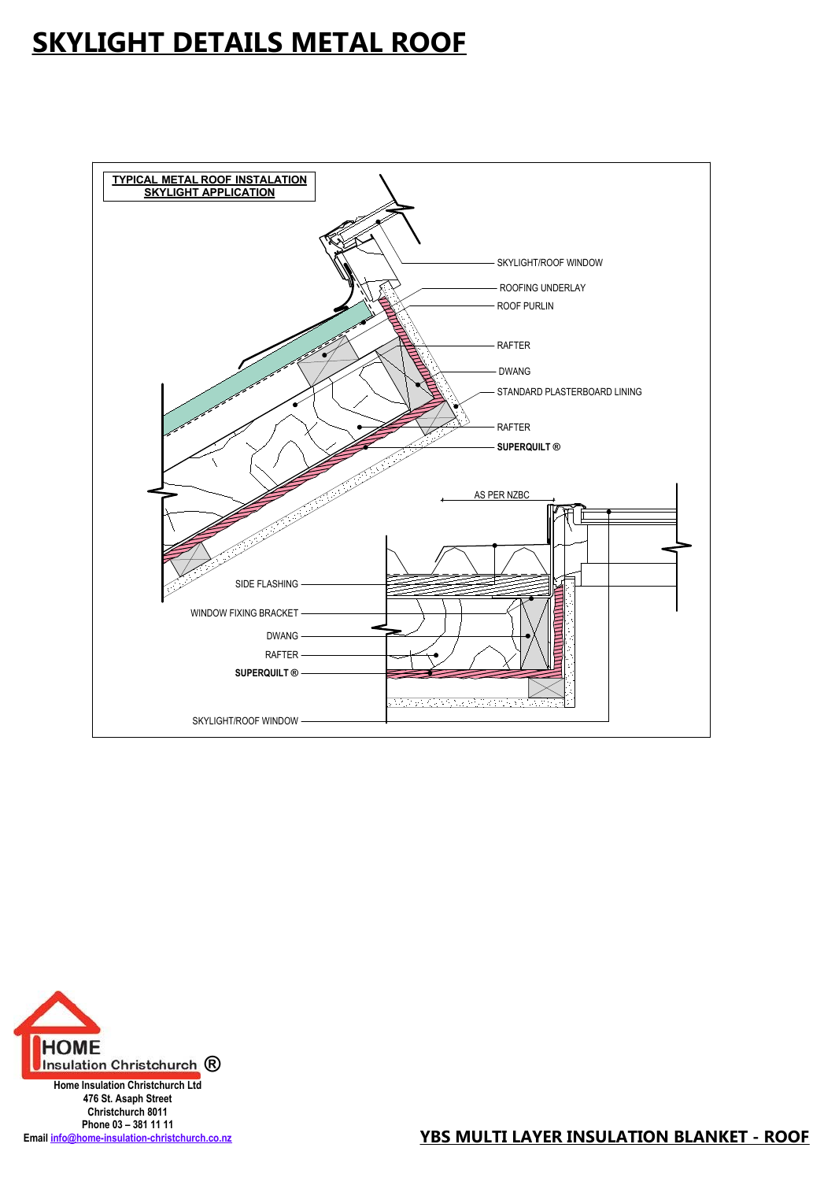# SKYLIGHT DETAILS METAL ROOF

TYPICAL METAL ROOF INSTALATION
SKYLIGHT APPLICATION

SKYLIGHT/ROOF WINDOW

ROOFING UNDERLAY

ROOF PURLIN

RAFTER

DWANG

STANDARD PLASTERBOARD LINING

RAFTER

**SUPERQUILT ®**

AS PER NZBC

SIDE FLASHING

WINDOW FIXING BRACKET

DWANG

RAFTER

**SUPERQUILT ®**

SKYLIGHT/ROOF WINDOW

HOME Insulation Christchurch ®

**Home Insulation Christchurch Ltd**
**476 St. Asaph Street**
**Christchurch 8011**
**Phone 03 – 381 11 11**
**Email** info@home-insulation-christchurch.co.nz

**YBS MULTI LAYER INSULATION BLANKET - ROOF**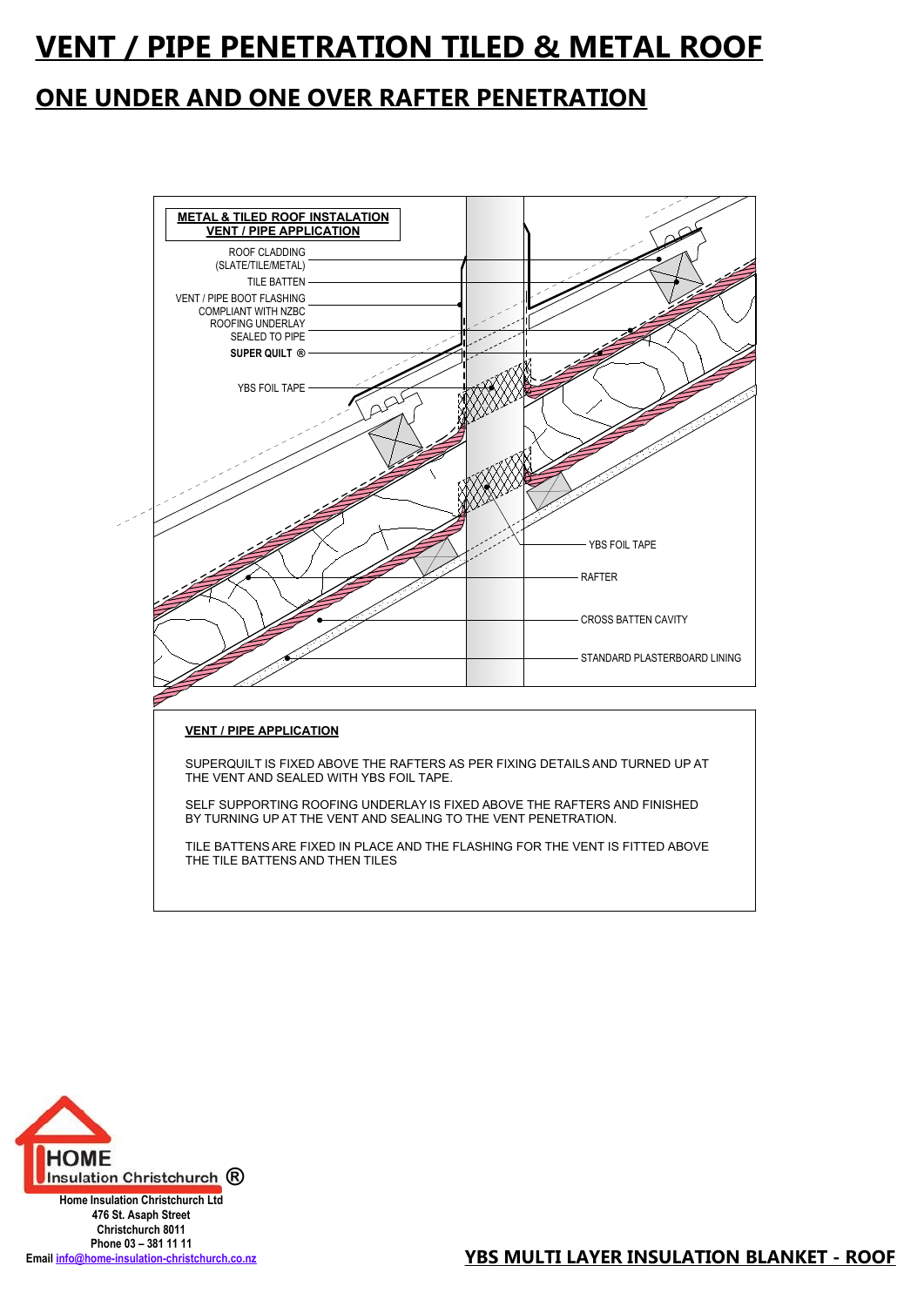# VENT / PIPE PENETRATION TILED & METAL ROOF

## ONE UNDER AND ONE OVER RAFTER PENETRATION

**METAL & TILED ROOF INSTALATION**
**VENT / PIPE APPLICATION**

ROOF CLADDING (SLATE/TILE/METAL)
TILE BATTEN
VENT / PIPE BOOT FLASHING COMPLIANT WITH NZBC
ROOFING UNDERLAY SEALED TO PIPE
**SUPER QUILT ®**
YBS FOIL TAPE
YBS FOIL TAPE
RAFTER
CROSS BATTEN CAVITY
STANDARD PLASTERBOARD LINING

**VENT / PIPE APPLICATION**

SUPERQUILT IS FIXED ABOVE THE RAFTERS AS PER FIXING DETAILS AND TURNED UP AT THE VENT AND SEALED WITH YBS FOIL TAPE.

SELF SUPPORTING ROOFING UNDERLAY IS FIXED ABOVE THE RAFTERS AND FINISHED BY TURNING UP AT THE VENT AND SEALING TO THE VENT PENETRATION.

TILE BATTENS ARE FIXED IN PLACE AND THE FLASHING FOR THE VENT IS FITTED ABOVE THE TILE BATTENS AND THEN TILES

HOME Insulation Christchurch ®

**Home Insulation Christchurch Ltd**
**476 St. Asaph Street**
**Christchurch 8011**
**Phone 03 – 381 11 11**
**Email info@home-insulation-christchurch.co.nz**

**YBS MULTI LAYER INSULATION BLANKET - ROOF**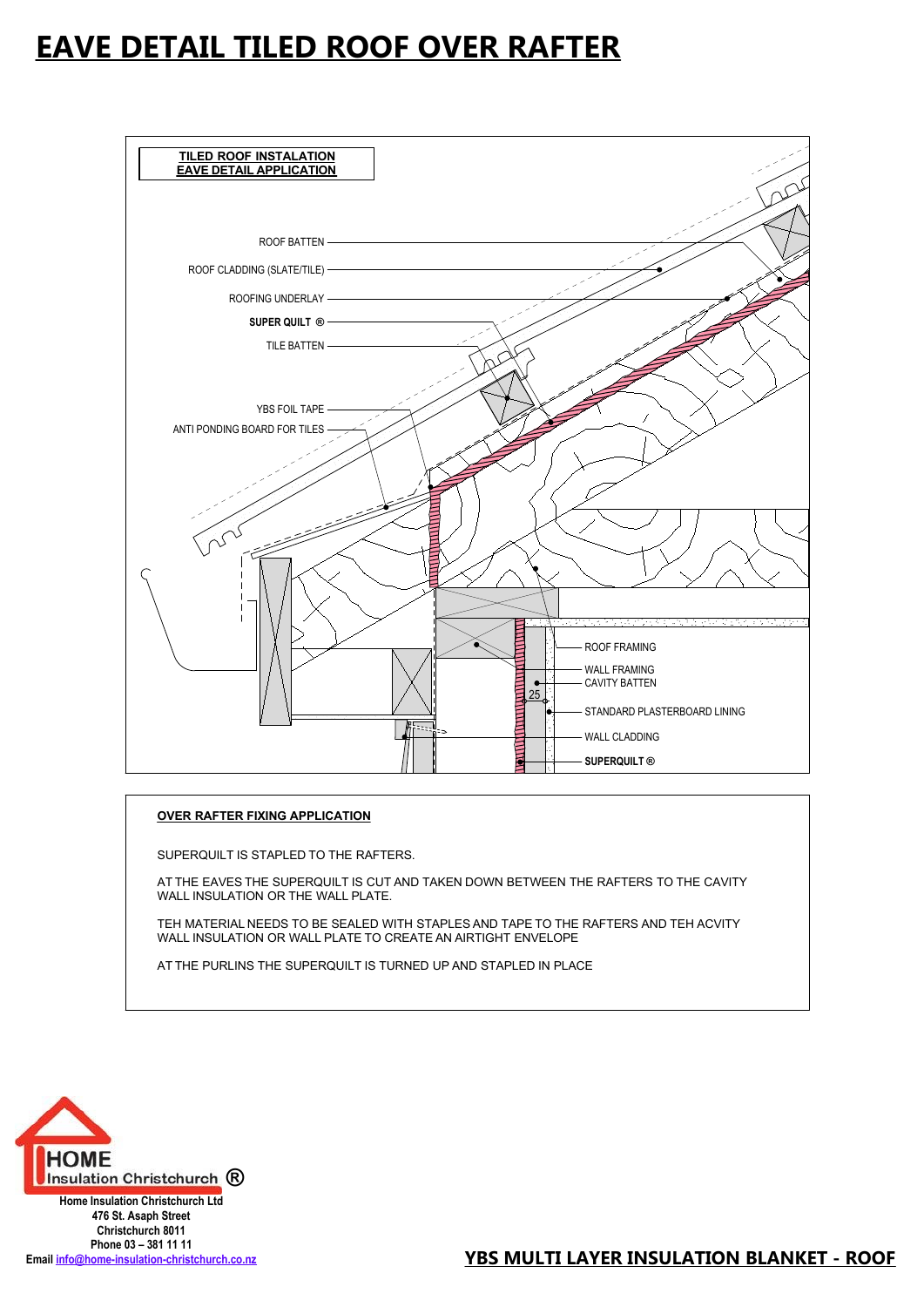# EAVE DETAIL TILED ROOF OVER RAFTER

**TILED ROOF INSTALATION**
**EAVE DETAIL APPLICATION**

ROOF BATTEN
ROOF CLADDING (SLATE/TILE)
ROOFING UNDERLAY
**SUPER QUILT ®**
TILE BATTEN
YBS FOIL TAPE
ANTI PONDING BOARD FOR TILES

ROOF FRAMING
WALL FRAMING
CAVITY BATTEN
25
STANDARD PLASTERBOARD LINING
WALL CLADDING
**SUPERQUILT ®**

**OVER RAFTER FIXING APPLICATION**

SUPERQUILT IS STAPLED TO THE RAFTERS.

AT THE EAVES THE SUPERQUILT IS CUT AND TAKEN DOWN BETWEEN THE RAFTERS TO THE CAVITY WALL INSULATION OR THE WALL PLATE.

TEH MATERIAL NEEDS TO BE SEALED WITH STAPLES AND TAPE TO THE RAFTERS AND TEH ACVITY WALL INSULATION OR WALL PLATE TO CREATE AN AIRTIGHT ENVELOPE

AT THE PURLINS THE SUPERQUILT IS TURNED UP AND STAPLED IN PLACE

HOME Insulation Christchurch ®

**Home Insulation Christchurch Ltd**
**476 St. Asaph Street**
**Christchurch 8011**
**Phone 03 – 381 11 11**
**Email info@home-insulation-christchurch.co.nz**

**YBS MULTI LAYER INSULATION BLANKET - ROOF**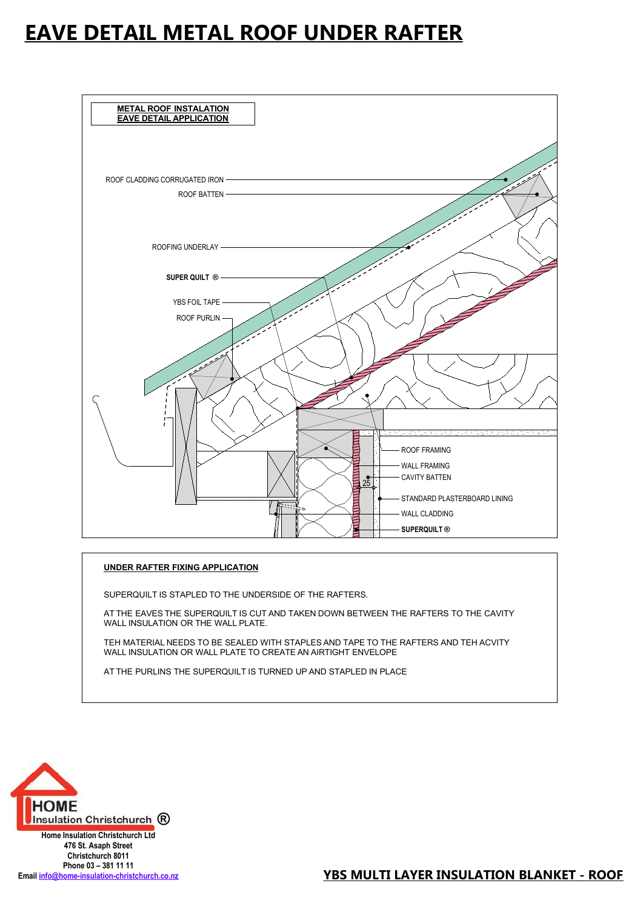# EAVE DETAIL METAL ROOF UNDER RAFTER

**METAL ROOF INSTALATION**
**EAVE DETAIL APPLICATION**

ROOF CLADDING CORRUGATED IRON
ROOF BATTEN
ROOFING UNDERLAY
**SUPER QUILT ®**
YBS FOIL TAPE
ROOF PURLIN
ROOF FRAMING
WALL FRAMING
CAVITY BATTEN
25
STANDARD PLASTERBOARD LINING
WALL CLADDING
**SUPERQUILT ®**

**UNDER RAFTER FIXING APPLICATION**

SUPERQUILT IS STAPLED TO THE UNDERSIDE OF THE RAFTERS.

AT THE EAVES THE SUPERQUILT IS CUT AND TAKEN DOWN BETWEEN THE RAFTERS TO THE CAVITY WALL INSULATION OR THE WALL PLATE.

TEH MATERIAL NEEDS TO BE SEALED WITH STAPLES AND TAPE TO THE RAFTERS AND TEH ACVITY WALL INSULATION OR WALL PLATE TO CREATE AN AIRTIGHT ENVELOPE

AT THE PURLINS THE SUPERQUILT IS TURNED UP AND STAPLED IN PLACE

HOME Insulation Christchurch ®

**Home Insulation Christchurch Ltd**
**476 St. Asaph Street**
**Christchurch 8011**
**Phone 03 – 381 11 11**
**Email info@home-insulation-christchurch.co.nz**

**YBS MULTI LAYER INSULATION BLANKET - ROOF**